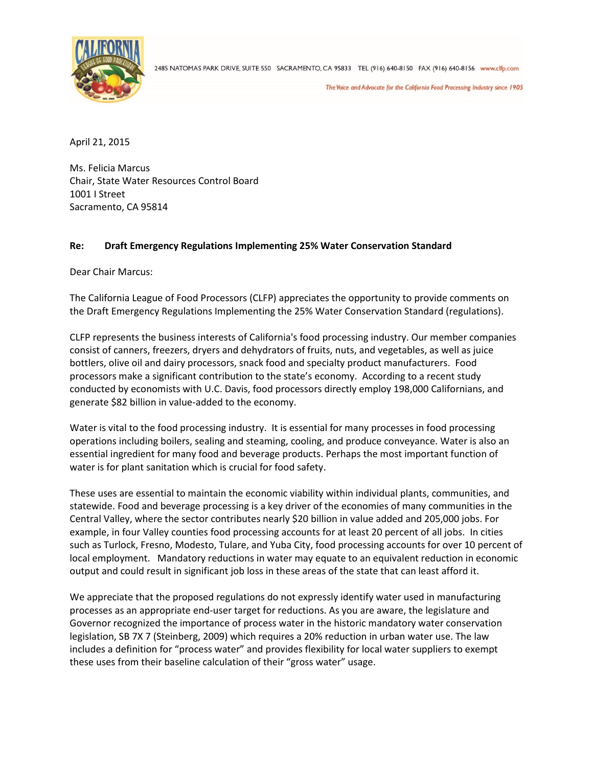2485 NATOMAS PARK DRIVE, SUITE 550 SACRAMENTO, CA 95833 TEL (916) 640-8150 FAX (916) 640-8156 www.clfp.com

*The Voice and Advocate for the California Food Processing Industry since 1905*

April 21, 2015

Ms. Felicia Marcus
Chair, State Water Resources Control Board
1001 I Street
Sacramento, CA 95814

**Re: Draft Emergency Regulations Implementing 25% Water Conservation Standard**

Dear Chair Marcus:

The California League of Food Processors (CLFP) appreciates the opportunity to provide comments on the Draft Emergency Regulations Implementing the 25% Water Conservation Standard (regulations).

CLFP represents the business interests of California's food processing industry. Our member companies consist of canners, freezers, dryers and dehydrators of fruits, nuts, and vegetables, as well as juice bottlers, olive oil and dairy processors, snack food and specialty product manufacturers. Food processors make a significant contribution to the state's economy. According to a recent study conducted by economists with U.C. Davis, food processors directly employ 198,000 Californians, and generate $82 billion in value-added to the economy.

Water is vital to the food processing industry. It is essential for many processes in food processing operations including boilers, sealing and steaming, cooling, and produce conveyance. Water is also an essential ingredient for many food and beverage products. Perhaps the most important function of water is for plant sanitation which is crucial for food safety.

These uses are essential to maintain the economic viability within individual plants, communities, and statewide. Food and beverage processing is a key driver of the economies of many communities in the Central Valley, where the sector contributes nearly $20 billion in value added and 205,000 jobs. For example, in four Valley counties food processing accounts for at least 20 percent of all jobs. In cities such as Turlock, Fresno, Modesto, Tulare, and Yuba City, food processing accounts for over 10 percent of local employment. Mandatory reductions in water may equate to an equivalent reduction in economic output and could result in significant job loss in these areas of the state that can least afford it.

We appreciate that the proposed regulations do not expressly identify water used in manufacturing processes as an appropriate end-user target for reductions. As you are aware, the legislature and Governor recognized the importance of process water in the historic mandatory water conservation legislation, SB 7X 7 (Steinberg, 2009) which requires a 20% reduction in urban water use. The law includes a definition for "process water" and provides flexibility for local water suppliers to exempt these uses from their baseline calculation of their "gross water" usage.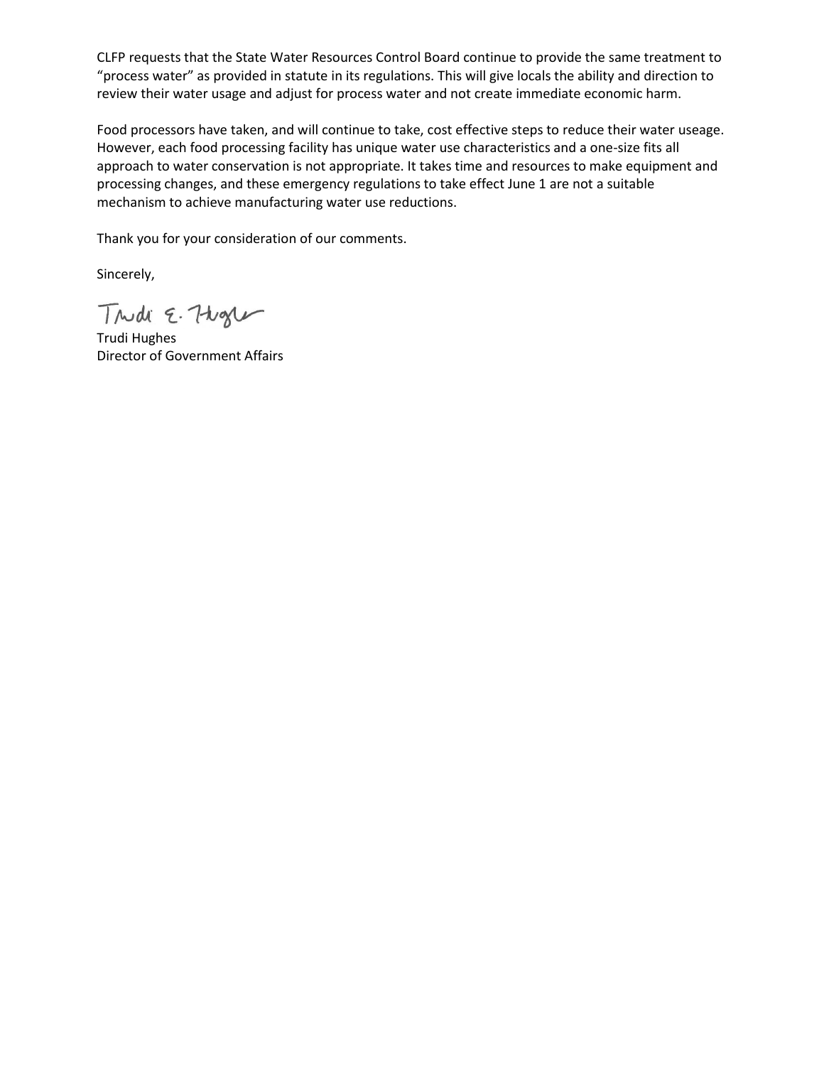CLFP requests that the State Water Resources Control Board continue to provide the same treatment to "process water" as provided in statute in its regulations. This will give locals the ability and direction to review their water usage and adjust for process water and not create immediate economic harm.

Food processors have taken, and will continue to take, cost effective steps to reduce their water useage. However, each food processing facility has unique water use characteristics and a one-size fits all approach to water conservation is not appropriate. It takes time and resources to make equipment and processing changes, and these emergency regulations to take effect June 1 are not a suitable mechanism to achieve manufacturing water use reductions.

Thank you for your consideration of our comments.

Sincerely,

Trudi E. Hughes

Trudi Hughes
Director of Government Affairs